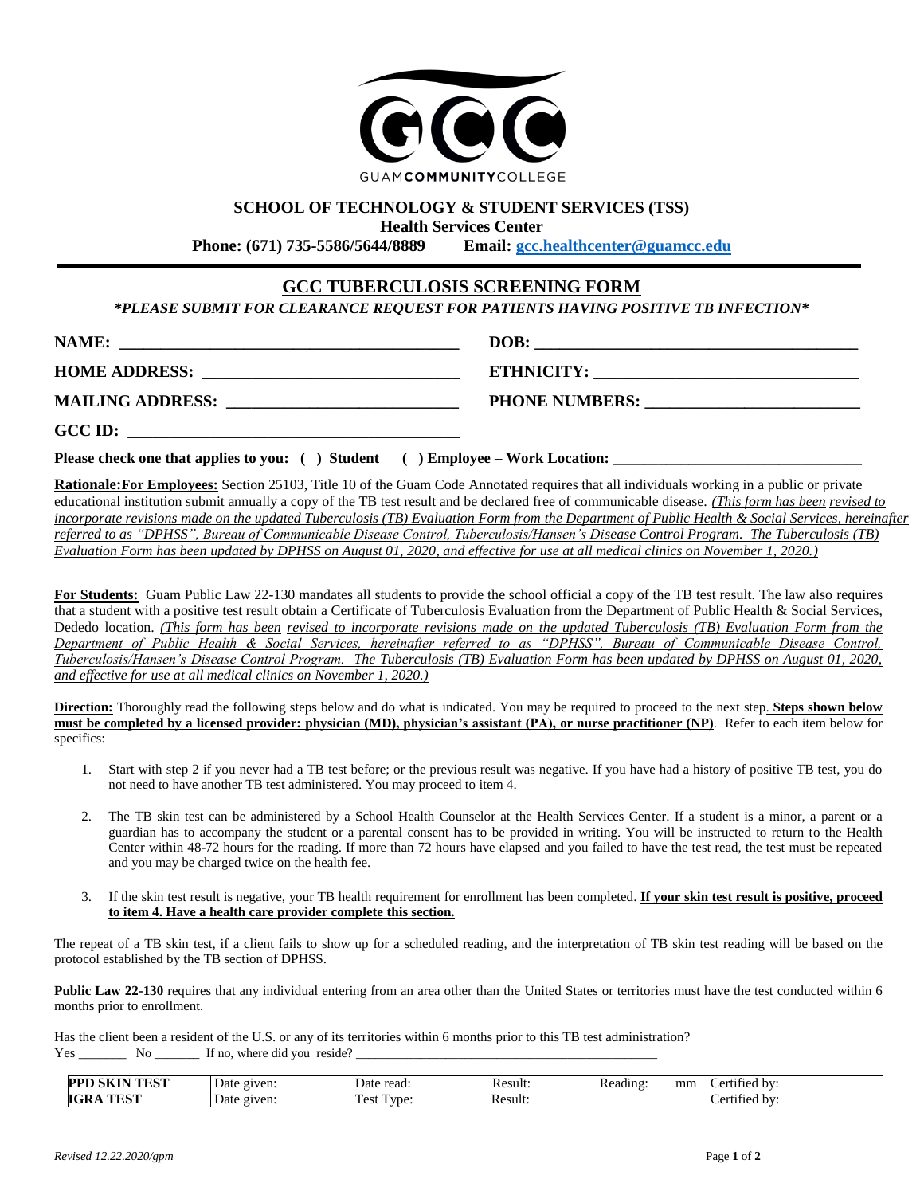GUAMCOMMUNITYCOLLEGE

**SCHOOL OF TECHNOLOGY & STUDENT SERVICES (TSS)**

**Health Services Center**

**Phone: (671) 735-5586/5644/8889 Email: gcc.healthcenter@guamcc.edu**

---

# GCC TUBERCULOSIS SCREENING FORM

***PLEASE SUBMIT FOR CLEARANCE REQUEST FOR PATIENTS HAVING POSITIVE TB INFECTION***

**NAME:** ________________________________________ **DOB:** ________________________________________

**HOME ADDRESS:** ______________________________ **ETHNICITY:** _______________________________

**MAILING ADDRESS:** ___________________________ **PHONE NUMBERS:** _________________________

**GCC ID:** ________________________________________

**Please check one that applies to you: ( ) Student ( ) Employee – Work Location:** _______________________________

**Rationale:For Employees:** Section 25103, Title 10 of the Guam Code Annotated requires that all individuals working in a public or private educational institution submit annually a copy of the TB test result and be declared free of communicable disease. *(This form has been revised to incorporate revisions made on the updated Tuberculosis (TB) Evaluation Form from the Department of Public Health & Social Services, hereinafter referred to as "DPHSS", Bureau of Communicable Disease Control, Tuberculosis/Hansen's Disease Control Program. The Tuberculosis (TB) Evaluation Form has been updated by DPHSS on August 01, 2020, and effective for use at all medical clinics on November 1, 2020.)*

**For Students:** Guam Public Law 22-130 mandates all students to provide the school official a copy of the TB test result. The law also requires that a student with a positive test result obtain a Certificate of Tuberculosis Evaluation from the Department of Public Health & Social Services, Dededo location. *(This form has been revised to incorporate revisions made on the updated Tuberculosis (TB) Evaluation Form from the Department of Public Health & Social Services, hereinafter referred to as "DPHSS", Bureau of Communicable Disease Control, Tuberculosis/Hansen's Disease Control Program. The Tuberculosis (TB) Evaluation Form has been updated by DPHSS on August 01, 2020, and effective for use at all medical clinics on November 1, 2020.)*

**Direction:** Thoroughly read the following steps below and do what is indicated. You may be required to proceed to the next step. **Steps shown below must be completed by a licensed provider: physician (MD), physician's assistant (PA), or nurse practitioner (NP)**. Refer to each item below for specifics:

1. Start with step 2 if you never had a TB test before; or the previous result was negative. If you have had a history of positive TB test, you do not need to have another TB test administered. You may proceed to item 4.
2. The TB skin test can be administered by a School Health Counselor at the Health Services Center. If a student is a minor, a parent or a guardian has to accompany the student or a parental consent has to be provided in writing. You will be instructed to return to the Health Center within 48-72 hours for the reading. If more than 72 hours have elapsed and you failed to have the test read, the test must be repeated and you may be charged twice on the health fee.
3. If the skin test result is negative, your TB health requirement for enrollment has been completed. **If your skin test result is positive, proceed to item 4. Have a health care provider complete this section.**

The repeat of a TB skin test, if a client fails to show up for a scheduled reading, and the interpretation of TB skin test reading will be based on the protocol established by the TB section of DPHSS.

**Public Law 22-130** requires that any individual entering from an area other than the United States or territories must have the test conducted within 6 months prior to enrollment.

Has the client been a resident of the U.S. or any of its territories within 6 months prior to this TB test administration?

Yes _______ No _______ If no, where did you reside? _______________________________________________

| **PPD SKIN TEST** | Date given: | Date read: | Result: | Reading: mm | Certified by: |
|---|---|---|---|---|---|
| **IGRA TEST** | Date given: | Test Type: | Result: | | Certified by: |

*Revised 12.22.2020/gpm*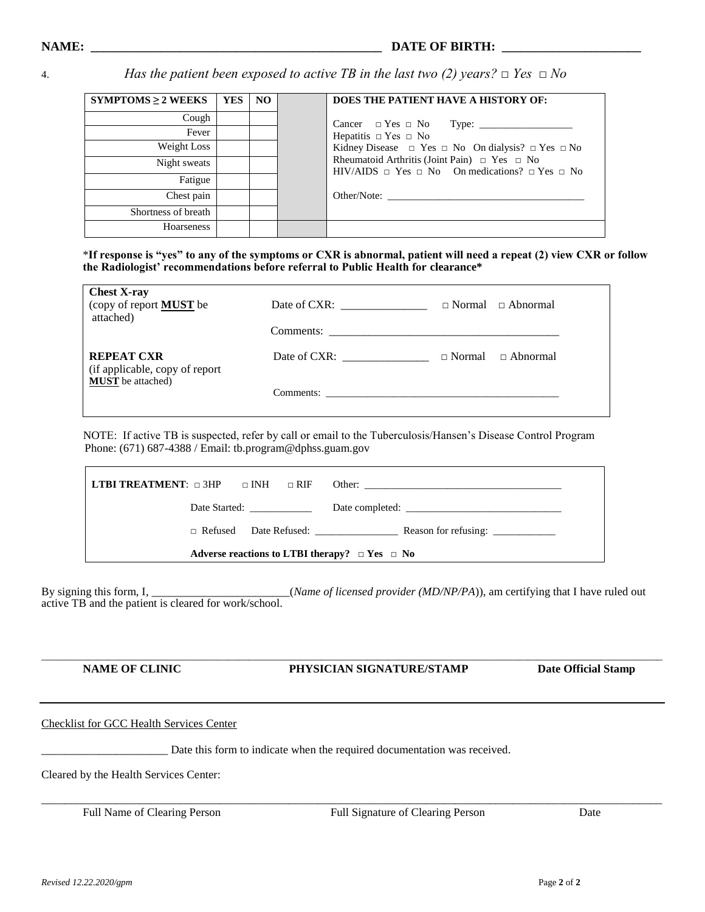**NAME: \_\_\_\_\_\_\_\_\_\_\_\_\_\_\_\_\_\_\_\_\_\_\_\_\_\_\_\_\_\_\_\_\_\_\_\_\_\_\_\_\_\_\_\_\_\_ DATE OF BIRTH: \_\_\_\_\_\_\_\_\_\_\_\_\_\_\_\_\_\_\_\_\_\_**

4. *Has the patient been exposed to active TB in the last two (2) years? □ Yes □ No*

| SYMPTOMS ≥ 2 WEEKS | YES | NO | | DOES THE PATIENT HAVE A HISTORY OF: |
|---|---|---|---|---|
| Cough | | | | Cancer □ Yes □ No Type: \_\_\_\_\_\_\_\_\_\_\_\_\_\_\_\_\_\_ |
| Fever | | | | Hepatitis □ Yes □ No |
| Weight Loss | | | | Kidney Disease □ Yes □ No On dialysis? □ Yes □ No |
| Night sweats | | | | Rheumatoid Arthritis (Joint Pain) □ Yes □ No |
| Fatigue | | | | HIV/AIDS □ Yes □ No On medications? □ Yes □ No |
| Chest pain | | | | Other/Note: \_\_\_\_\_\_\_\_\_\_\_\_\_\_\_\_\_\_\_\_\_\_\_\_\_\_\_\_\_\_\_\_\_\_\_\_\_\_ |
| Shortness of breath | | | | |
| Hoarseness | | | | |

**\*If response is "yes" to any of the symptoms or CXR is abnormal, patient will need a repeat (2) view CXR or follow the Radiologist' recommendations before referral to Public Health for clearance\***

| | | |
|---|---|---|
| **Chest X-ray** (copy of report **MUST** be attached) | Date of CXR: \_\_\_\_\_\_\_\_\_\_\_\_\_\_\_ | □ Normal □ Abnormal |
| | Comments: \_\_\_\_\_\_\_\_\_\_\_\_\_\_\_\_\_\_\_\_\_\_\_\_\_\_\_\_\_\_\_\_\_\_\_\_\_\_\_\_\_ | |
| **REPEAT CXR** (if applicable, copy of report **MUST** be attached) | Date of CXR: \_\_\_\_\_\_\_\_\_\_\_\_\_\_\_ | □ Normal □ Abnormal |
| | Comments: \_\_\_\_\_\_\_\_\_\_\_\_\_\_\_\_\_\_\_\_\_\_\_\_\_\_\_\_\_\_\_\_\_\_\_\_\_\_\_\_\_\_\_\_ | |

NOTE: If active TB is suspected, refer by call or email to the Tuberculosis/Hansen's Disease Control Program
Phone: (671) 687-4388 / Email: tb.program@dphss.guam.gov

| | |
|---|---|
| **LTBI TREATMENT**: □ 3HP □ INH □ RIF | Other: \_\_\_\_\_\_\_\_\_\_\_\_\_\_\_\_\_\_\_\_\_\_\_\_\_\_\_\_\_\_\_\_\_\_\_\_\_\_\_ |
| Date Started: \_\_\_\_\_\_\_\_\_\_\_\_ | Date completed: \_\_\_\_\_\_\_\_\_\_\_\_\_\_\_\_\_\_\_\_\_\_\_\_\_\_\_\_\_\_ |
| □ Refused Date Refused: \_\_\_\_\_\_\_\_\_\_\_\_\_\_\_\_ | Reason for refusing: \_\_\_\_\_\_\_\_\_\_\_\_ |
| **Adverse reactions to LTBI therapy? □ Yes □ No** | |

By signing this form, I, \_\_\_\_\_\_\_\_\_\_\_\_\_\_\_\_\_\_\_\_\_\_\_\_(*Name of licensed provider (MD/NP/PA)*), am certifying that I have ruled out active TB and the patient is cleared for work/school.

\_\_\_\_\_\_\_\_\_\_\_\_\_\_\_\_\_\_\_\_\_\_\_\_\_\_\_\_\_\_\_\_\_\_\_\_\_\_\_\_\_\_\_\_\_\_\_\_\_\_\_\_\_\_\_\_\_\_\_\_\_\_\_\_\_\_\_\_\_\_\_\_\_\_\_\_\_\_\_\_\_\_\_\_\_\_\_\_\_\_\_\_\_\_\_\_\_\_\_

**NAME OF CLINIC** **PHYSICIAN SIGNATURE/STAMP** **Date Official Stamp**

Checklist for GCC Health Services Center

\_\_\_\_\_\_\_\_\_\_\_\_\_\_\_\_\_\_\_\_\_\_ Date this form to indicate when the required documentation was received.

Cleared by the Health Services Center:

\_\_\_\_\_\_\_\_\_\_\_\_\_\_\_\_\_\_\_\_\_\_\_\_\_\_\_\_\_\_\_\_\_\_\_\_\_\_\_\_\_\_\_\_\_\_\_\_\_\_\_\_\_\_\_\_\_\_\_\_\_\_\_\_\_\_\_\_\_\_\_\_\_\_\_\_\_\_\_\_\_\_\_\_\_\_\_\_\_\_\_\_\_\_\_\_\_\_\_

Full Name of Clearing Person Full Signature of Clearing Person Date

*Revised 12.22.2020/gpm*